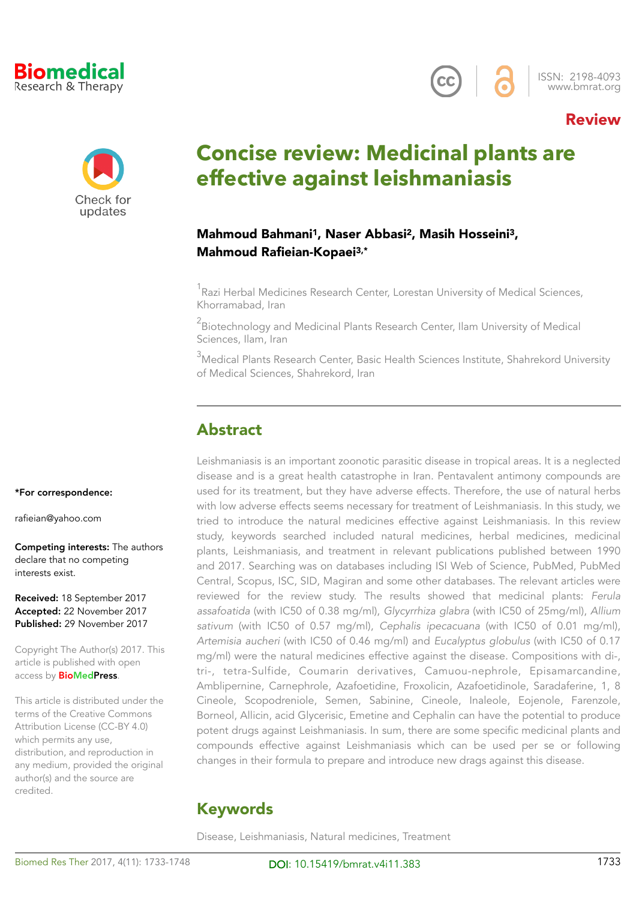Review

# Concise review: Medicinal plants are effective against leishmaniasis

**Mahmoud Bahmani[1], Naser Abbasi[2], Masih Hosseini[3], Mahmoud Rafieian-Kopaei[3,*]**

[1]Razi Herbal Medicines Research Center, Lorestan University of Medical Sciences, Khorramabad, Iran

[2]Biotechnology and Medicinal Plants Research Center, Ilam University of Medical Sciences, Ilam, Iran

[3]Medical Plants Research Center, Basic Health Sciences Institute, Shahrekord University of Medical Sciences, Shahrekord, Iran

**\*For correspondence:**

rafieian@yahoo.com

**Competing interests:** The authors declare that no competing interests exist.

**Received:** 18 September 2017
**Accepted:** 22 November 2017
**Published:** 29 November 2017

Copyright The Author(s) 2017. This article is published with open access by BioMedPress.

This article is distributed under the terms of the Creative Commons Attribution License (CC-BY 4.0) which permits any use, distribution, and reproduction in any medium, provided the original author(s) and the source are credited.

## Abstract

Leishmaniasis is an important zoonotic parasitic disease in tropical areas. It is a neglected disease and is a great health catastrophe in Iran. Pentavalent antimony compounds are used for its treatment, but they have adverse effects. Therefore, the use of natural herbs with low adverse effects seems necessary for treatment of Leishmaniasis. In this study, we tried to introduce the natural medicines effective against Leishmaniasis. In this review study, keywords searched included natural medicines, herbal medicines, medicinal plants, Leishmaniasis, and treatment in relevant publications published between 1990 and 2017. Searching was on databases including ISI Web of Science, PubMed, PubMed Central, Scopus, ISC, SID, Magiran and some other databases. The relevant articles were reviewed for the review study. The results showed that medicinal plants: *Ferula assafoatida* (with IC50 of 0.38 mg/ml), *Glycyrrhiza glabra* (with IC50 of 25mg/ml), *Allium sativum* (with IC50 of 0.57 mg/ml), *Cephalis ipecacuana* (with IC50 of 0.01 mg/ml), *Artemisia aucheri* (with IC50 of 0.46 mg/ml) and *Eucalyptus globulus* (with IC50 of 0.17 mg/ml) were the natural medicines effective against the disease. Compositions with di-, tri-, tetra-Sulfide, Coumarin derivatives, Camuou-nephrole, Episamarcandine, Amblipernine, Carnephrole, Azafoetidine, Froxolicin, Azafoetidinole, Saradaferine, 1, 8 Cineole, Scopodreniole, Semen, Sabinine, Cineole, Inaleole, Eojenole, Farenzole, Borneol, Allicin, acid Glycerisic, Emetine and Cephalin can have the potential to produce potent drugs against Leishmaniasis. In sum, there are some specific medicinal plants and compounds effective against Leishmaniasis which can be used per se or following changes in their formula to prepare and introduce new drags against this disease.

## Keywords

Disease, Leishmaniasis, Natural medicines, Treatment

DOI: 10.15419/bmrat.v4i11.383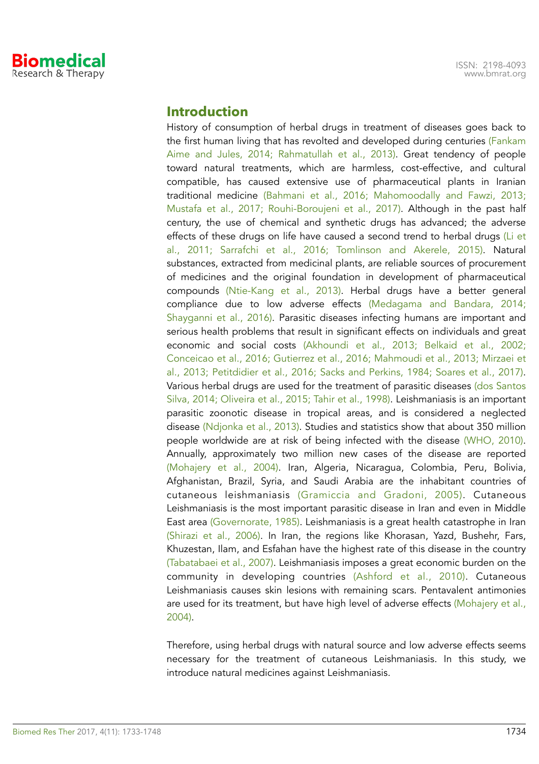## Introduction

History of consumption of herbal drugs in treatment of diseases goes back to the first human living that has revolted and developed during centuries (Fankam Aime and Jules, 2014; Rahmatullah et al., 2013). Great tendency of people toward natural treatments, which are harmless, cost-effective, and cultural compatible, has caused extensive use of pharmaceutical plants in Iranian traditional medicine (Bahmani et al., 2016; Mahomoodally and Fawzi, 2013; Mustafa et al., 2017; Rouhi-Boroujeni et al., 2017). Although in the past half century, the use of chemical and synthetic drugs has advanced; the adverse effects of these drugs on life have caused a second trend to herbal drugs (Li et al., 2011; Sarrafchi et al., 2016; Tomlinson and Akerele, 2015). Natural substances, extracted from medicinal plants, are reliable sources of procurement of medicines and the original foundation in development of pharmaceutical compounds (Ntie-Kang et al., 2013). Herbal drugs have a better general compliance due to low adverse effects (Medagama and Bandara, 2014; Shayganni et al., 2016). Parasitic diseases infecting humans are important and serious health problems that result in significant effects on individuals and great economic and social costs (Akhoundi et al., 2013; Belkaid et al., 2002; Conceicao et al., 2016; Gutierrez et al., 2016; Mahmoudi et al., 2013; Mirzaei et al., 2013; Petitdidier et al., 2016; Sacks and Perkins, 1984; Soares et al., 2017). Various herbal drugs are used for the treatment of parasitic diseases (dos Santos Silva, 2014; Oliveira et al., 2015; Tahir et al., 1998). Leishmaniasis is an important parasitic zoonotic disease in tropical areas, and is considered a neglected disease (Ndjonka et al., 2013). Studies and statistics show that about 350 million people worldwide are at risk of being infected with the disease (WHO, 2010). Annually, approximately two million new cases of the disease are reported (Mohajery et al., 2004). Iran, Algeria, Nicaragua, Colombia, Peru, Bolivia, Afghanistan, Brazil, Syria, and Saudi Arabia are the inhabitant countries of cutaneous leishmaniasis (Gramiccia and Gradoni, 2005). Cutaneous Leishmaniasis is the most important parasitic disease in Iran and even in Middle East area (Governorate, 1985). Leishmaniasis is a great health catastrophe in Iran (Shirazi et al., 2006). In Iran, the regions like Khorasan, Yazd, Bushehr, Fars, Khuzestan, Ilam, and Esfahan have the highest rate of this disease in the country (Tabatabaei et al., 2007). Leishmaniasis imposes a great economic burden on the community in developing countries (Ashford et al., 2010). Cutaneous Leishmaniasis causes skin lesions with remaining scars. Pentavalent antimonies are used for its treatment, but have high level of adverse effects (Mohajery et al., 2004).

Therefore, using herbal drugs with natural source and low adverse effects seems necessary for the treatment of cutaneous Leishmaniasis. In this study, we introduce natural medicines against Leishmaniasis.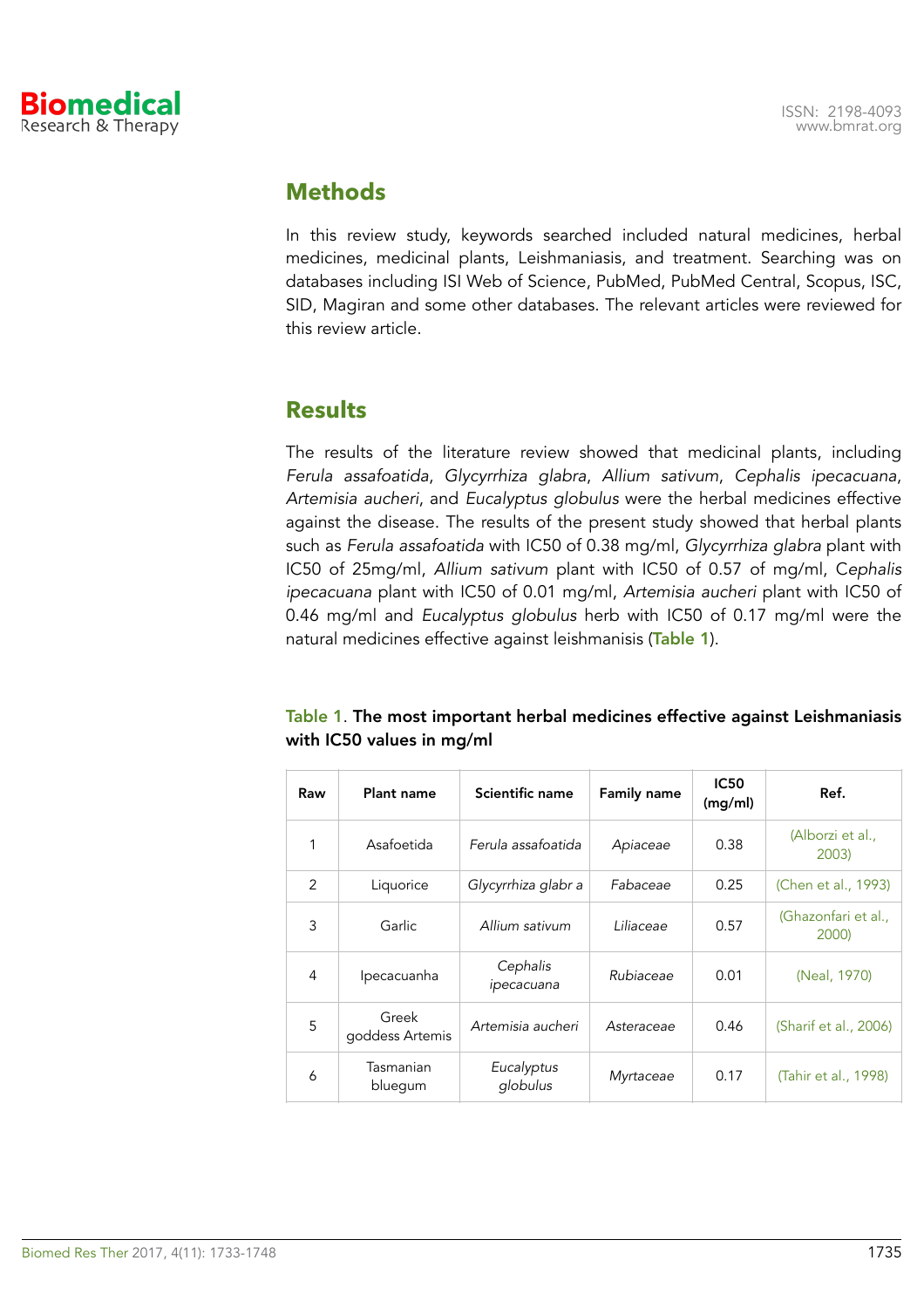## Methods

In this review study, keywords searched included natural medicines, herbal medicines, medicinal plants, Leishmaniasis, and treatment. Searching was on databases including ISI Web of Science, PubMed, PubMed Central, Scopus, ISC, SID, Magiran and some other databases. The relevant articles were reviewed for this review article.

## Results

The results of the literature review showed that medicinal plants, including *Ferula assafoatida*, *Glycyrrhiza glabra*, *Allium sativum*, *Cephalis ipecacuana*, *Artemisia aucheri*, and *Eucalyptus globulus* were the herbal medicines effective against the disease. The results of the present study showed that herbal plants such as *Ferula assafoatida* with IC50 of 0.38 mg/ml, *Glycyrrhiza glabra* plant with IC50 of 25mg/ml, *Allium sativum* plant with IC50 of 0.57 of mg/ml, *Cephalis ipecacuana* plant with IC50 of 0.01 mg/ml, *Artemisia aucheri* plant with IC50 of 0.46 mg/ml and *Eucalyptus globulus* herb with IC50 of 0.17 mg/ml were the natural medicines effective against leishmanisis (**Table 1**).

**Table 1. The most important herbal medicines effective against Leishmaniasis with IC50 values in mg/ml**

| Raw | Plant name | Scientific name | Family name | IC50 (mg/ml) | Ref. |
|---|---|---|---|---|---|
| 1 | Asafoetida | *Ferula assafoatida* | *Apiaceae* | 0.38 | (Alborzi et al., 2003) |
| 2 | Liquorice | *Glycyrrhiza glabr a* | *Fabaceae* | 0.25 | (Chen et al., 1993) |
| 3 | Garlic | *Allium sativum* | *Liliaceae* | 0.57 | (Ghazonfari et al., 2000) |
| 4 | Ipecacuanha | *Cephalis ipecacuana* | *Rubiaceae* | 0.01 | (Neal, 1970) |
| 5 | Greek goddess Artemis | *Artemisia aucheri* | *Asteraceae* | 0.46 | (Sharif et al., 2006) |
| 6 | Tasmanian bluegum | *Eucalyptus globulus* | *Myrtaceae* | 0.17 | (Tahir et al., 1998) |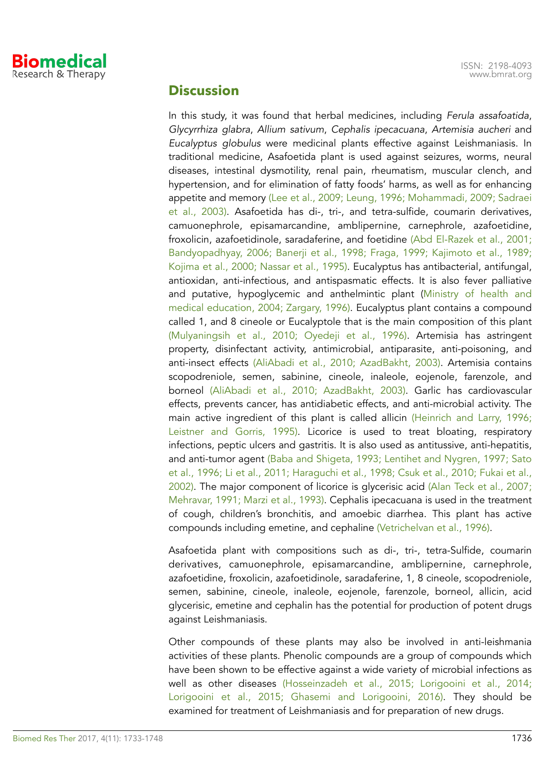## Discussion

In this study, it was found that herbal medicines, including *Ferula assafoatida*, *Glycyrrhiza glabra*, *Allium sativum*, *Cephalis ipecacuana*, *Artemisia aucheri* and *Eucalyptus globulus* were medicinal plants effective against Leishmaniasis. In traditional medicine, Asafoetida plant is used against seizures, worms, neural diseases, intestinal dysmotility, renal pain, rheumatism, muscular clench, and hypertension, and for elimination of fatty foods' harms, as well as for enhancing appetite and memory (Lee et al., 2009; Leung, 1996; Mohammadi, 2009; Sadraei et al., 2003). Asafoetida has di-, tri-, and tetra-sulfide, coumarin derivatives, camuonephrole, episamarcandine, amblipernine, carnephrole, azafoetidine, froxolicin, azafoetidinole, saradaferine, and foetidine (Abd El-Razek et al., 2001; Bandyopadhyay, 2006; Banerji et al., 1998; Fraga, 1999; Kajimoto et al., 1989; Kojima et al., 2000; Nassar et al., 1995). Eucalyptus has antibacterial, antifungal, antioxidan, anti-infectious, and antispasmatic effects. It is also fever palliative and putative, hypoglycemic and anthelmintic plant (Ministry of health and medical education, 2004; Zargary, 1996). Eucalyptus plant contains a compound called 1, and 8 cineole or Eucalyptole that is the main composition of this plant (Mulyaningsih et al., 2010; Oyedeji et al., 1996). Artemisia has astringent property, disinfectant activity, antimicrobial, antiparasite, anti-poisoning, and anti-insect effects (AliAbadi et al., 2010; AzadBakht, 2003). Artemisia contains scopodreniole, semen, sabinine, cineole, inaleole, eojenole, farenzole, and borneol (AliAbadi et al., 2010; AzadBakht, 2003). Garlic has cardiovascular effects, prevents cancer, has antidiabetic effects, and anti-microbial activity. The main active ingredient of this plant is called allicin (Heinrich and Larry, 1996; Leistner and Gorris, 1995). Licorice is used to treat bloating, respiratory infections, peptic ulcers and gastritis. It is also used as antitussive, anti-hepatitis, and anti-tumor agent (Baba and Shigeta, 1993; Lentihet and Nygren, 1997; Sato et al., 1996; Li et al., 2011; Haraguchi et al., 1998; Csuk et al., 2010; Fukai et al., 2002). The major component of licorice is glycerisic acid (Alan Teck et al., 2007; Mehravar, 1991; Marzi et al., 1993). Cephalis ipecacuana is used in the treatment of cough, children's bronchitis, and amoebic diarrhea. This plant has active compounds including emetine, and cephaline (Vetrichelvan et al., 1996).

Asafoetida plant with compositions such as di-, tri-, tetra-Sulfide, coumarin derivatives, camuonephrole, episamarcandine, amblipernine, carnephrole, azafoetidine, froxolicin, azafoetidinole, saradaferine, 1, 8 cineole, scopodreniole, semen, sabinine, cineole, inaleole, eojenole, farenzole, borneol, allicin, acid glycerisic, emetine and cephalin has the potential for production of potent drugs against Leishmaniasis.

Other compounds of these plants may also be involved in anti-leishmania activities of these plants. Phenolic compounds are a group of compounds which have been shown to be effective against a wide variety of microbial infections as well as other diseases (Hosseinzadeh et al., 2015; Lorigooini et al., 2014; Lorigooini et al., 2015; Ghasemi and Lorigooini, 2016). They should be examined for treatment of Leishmaniasis and for preparation of new drugs.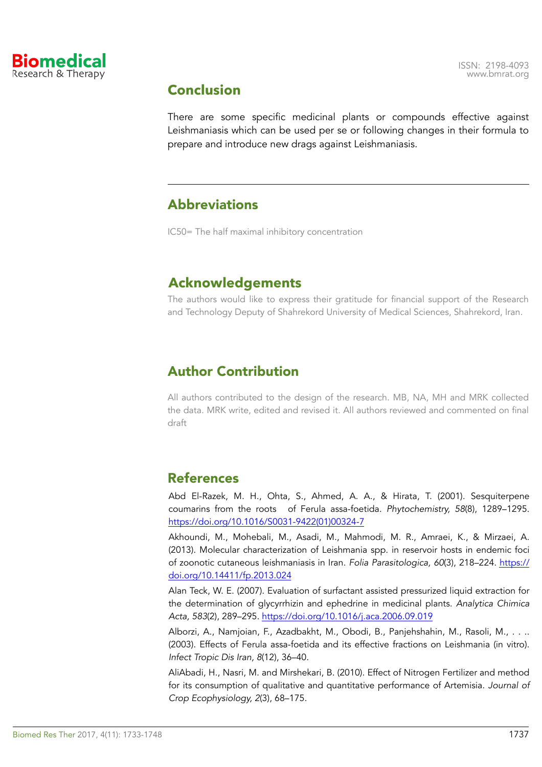## Conclusion

There are some specific medicinal plants or compounds effective against Leishmaniasis which can be used per se or following changes in their formula to prepare and introduce new drags against Leishmaniasis.

## Abbreviations

IC50= The half maximal inhibitory concentration

## Acknowledgements

The authors would like to express their gratitude for financial support of the Research and Technology Deputy of Shahrekord University of Medical Sciences, Shahrekord, Iran.

## Author Contribution

All authors contributed to the design of the research. MB, NA, MH and MRK collected the data. MRK write, edited and revised it. All authors reviewed and commented on final draft

## References

Abd El-Razek, M. H., Ohta, S., Ahmed, A. A., & Hirata, T. (2001). Sesquiterpene coumarins from the roots of Ferula assa-foetida. *Phytochemistry, 58*(8), 1289–1295. https://doi.org/10.1016/S0031-9422(01)00324-7

Akhoundi, M., Mohebali, M., Asadi, M., Mahmodi, M. R., Amraei, K., & Mirzaei, A. (2013). Molecular characterization of Leishmania spp. in reservoir hosts in endemic foci of zoonotic cutaneous leishmaniasis in Iran. *Folia Parasitologica, 60*(3), 218–224. https://doi.org/10.14411/fp.2013.024

Alan Teck, W. E. (2007). Evaluation of surfactant assisted pressurized liquid extraction for the determination of glycyrrhizin and ephedrine in medicinal plants. *Analytica Chimica Acta, 583*(2), 289–295. https://doi.org/10.1016/j.aca.2006.09.019

Alborzi, A., Namjoian, F., Azadbakht, M., Obodi, B., Panjehshahin, M., Rasoli, M., . . .. (2003). Effects of Ferula assa-foetida and its effective fractions on Leishmania (in vitro). *Infect Tropic Dis Iran, 8*(12), 36–40.

AliAbadi, H., Nasri, M. and Mirshekari, B. (2010). Effect of Nitrogen Fertilizer and method for its consumption of qualitative and quantitative performance of Artemisia. *Journal of Crop Ecophysiology, 2*(3), 68–175.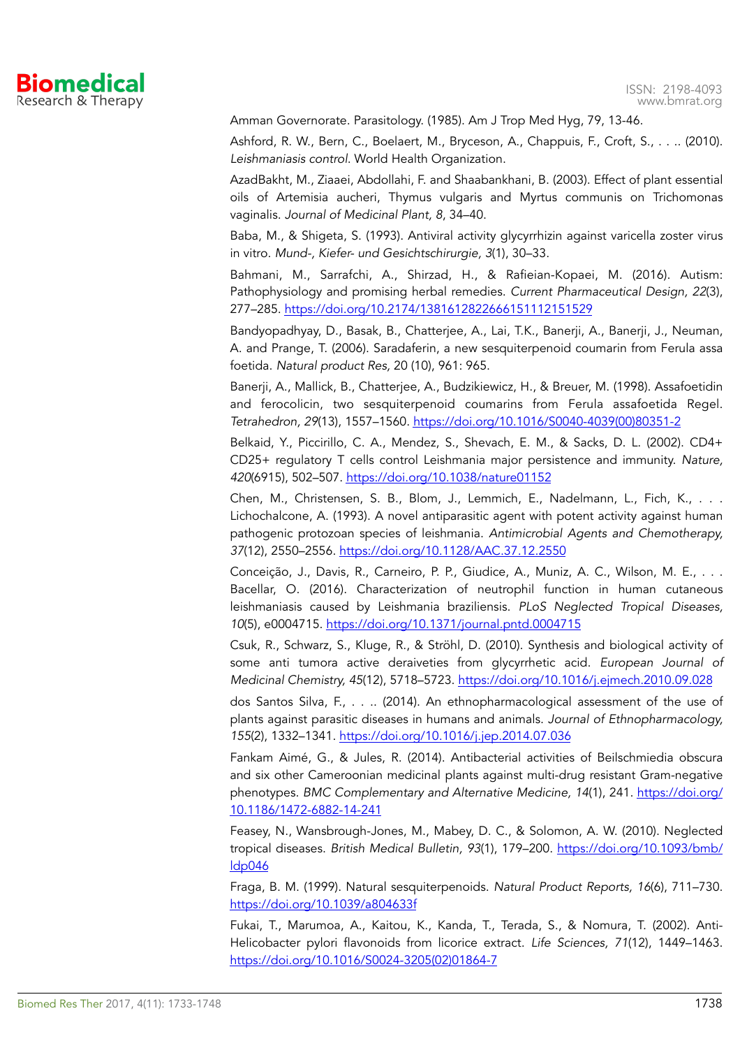Amman Governorate. Parasitology. (1985). Am J Trop Med Hyg, 79, 13-46.

Ashford, R. W., Bern, C., Boelaert, M., Bryceson, A., Chappuis, F., Croft, S., . . .. (2010). *Leishmaniasis control*. World Health Organization.

AzadBakht, M., Ziaaei, Abdollahi, F. and Shaabankhani, B. (2003). Effect of plant essential oils of Artemisia aucheri, Thymus vulgaris and Myrtus communis on Trichomonas vaginalis. *Journal of Medicinal Plant, 8*, 34–40.

Baba, M., & Shigeta, S. (1993). Antiviral activity glycyrrhizin against varicella zoster virus in vitro. *Mund-, Kiefer- und Gesichtschirurgie, 3*(1), 30–33.

Bahmani, M., Sarrafchi, A., Shirzad, H., & Rafieian-Kopaei, M. (2016). Autism: Pathophysiology and promising herbal remedies. *Current Pharmaceutical Design, 22*(3), 277–285. https://doi.org/10.2174/1381612822666151112151529

Bandyopadhyay, D., Basak, B., Chatterjee, A., Lai, T.K., Banerji, A., Banerji, J., Neuman, A. and Prange, T. (2006). Saradaferin, a new sesquiterpenoid coumarin from Ferula assa foetida. *Natural product Res,* 20 (10), 961: 965.

Banerji, A., Mallick, B., Chatterjee, A., Budzikiewicz, H., & Breuer, M. (1998). Assafoetidin and ferocolicin, two sesquiterpenoid coumarins from Ferula assafoetida Regel. *Tetrahedron, 29*(13), 1557–1560. https://doi.org/10.1016/S0040-4039(00)80351-2

Belkaid, Y., Piccirillo, C. A., Mendez, S., Shevach, E. M., & Sacks, D. L. (2002). CD4+ CD25+ regulatory T cells control Leishmania major persistence and immunity. *Nature, 420*(6915), 502–507. https://doi.org/10.1038/nature01152

Chen, M., Christensen, S. B., Blom, J., Lemmich, E., Nadelmann, L., Fich, K., . . . Lichochalcone, A. (1993). A novel antiparasitic agent with potent activity against human pathogenic protozoan species of leishmania. *Antimicrobial Agents and Chemotherapy, 37*(12), 2550–2556. https://doi.org/10.1128/AAC.37.12.2550

Conceição, J., Davis, R., Carneiro, P. P., Giudice, A., Muniz, A. C., Wilson, M. E., . . . Bacellar, O. (2016). Characterization of neutrophil function in human cutaneous leishmaniasis caused by Leishmania braziliensis. *PLoS Neglected Tropical Diseases, 10*(5), e0004715. https://doi.org/10.1371/journal.pntd.0004715

Csuk, R., Schwarz, S., Kluge, R., & Ströhl, D. (2010). Synthesis and biological activity of some anti tumora active deraiveties from glycyrrhetic acid. *European Journal of Medicinal Chemistry, 45*(12), 5718–5723. https://doi.org/10.1016/j.ejmech.2010.09.028

dos Santos Silva, F., . . .. (2014). An ethnopharmacological assessment of the use of plants against parasitic diseases in humans and animals. *Journal of Ethnopharmacology, 155*(2), 1332–1341. https://doi.org/10.1016/j.jep.2014.07.036

Fankam Aimé, G., & Jules, R. (2014). Antibacterial activities of Beilschmiedia obscura and six other Cameroonian medicinal plants against multi-drug resistant Gram-negative phenotypes. *BMC Complementary and Alternative Medicine, 14*(1), 241. https://doi.org/10.1186/1472-6882-14-241

Feasey, N., Wansbrough-Jones, M., Mabey, D. C., & Solomon, A. W. (2010). Neglected tropical diseases. *British Medical Bulletin, 93*(1), 179–200. https://doi.org/10.1093/bmb/ldp046

Fraga, B. M. (1999). Natural sesquiterpenoids. *Natural Product Reports, 16*(6), 711–730. https://doi.org/10.1039/a804633f

Fukai, T., Marumoa, A., Kaitou, K., Kanda, T., Terada, S., & Nomura, T. (2002). Anti-Helicobacter pylori flavonoids from licorice extract. *Life Sciences, 71*(12), 1449–1463. https://doi.org/10.1016/S0024-3205(02)01864-7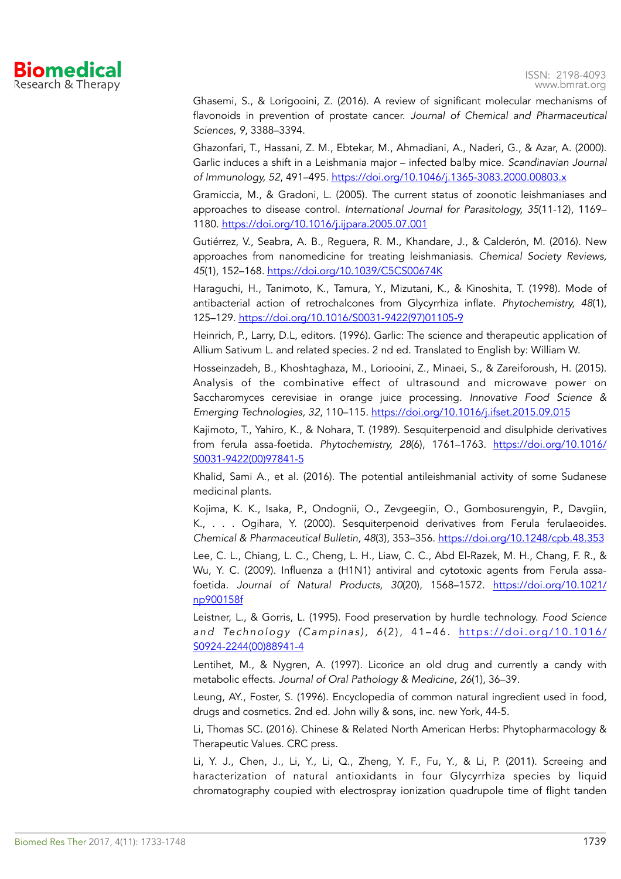Ghasemi, S., & Lorigooini, Z. (2016). A review of significant molecular mechanisms of flavonoids in prevention of prostate cancer. *Journal of Chemical and Pharmaceutical Sciences, 9*, 3388–3394.

Ghazonfari, T., Hassani, Z. M., Ebtekar, M., Ahmadiani, A., Naderi, G., & Azar, A. (2000). Garlic induces a shift in a Leishmania major – infected balby mice. *Scandinavian Journal of Immunology, 52*, 491–495. https://doi.org/10.1046/j.1365-3083.2000.00803.x

Gramiccia, M., & Gradoni, L. (2005). The current status of zoonotic leishmaniases and approaches to disease control. *International Journal for Parasitology, 35*(11-12), 1169–1180. https://doi.org/10.1016/j.ijpara.2005.07.001

Gutiérrez, V., Seabra, A. B., Reguera, R. M., Khandare, J., & Calderón, M. (2016). New approaches from nanomedicine for treating leishmaniasis. *Chemical Society Reviews, 45*(1), 152–168. https://doi.org/10.1039/C5CS00674K

Haraguchi, H., Tanimoto, K., Tamura, Y., Mizutani, K., & Kinoshita, T. (1998). Mode of antibacterial action of retrochalcones from Glycyrrhiza inflate. *Phytochemistry, 48*(1), 125–129. https://doi.org/10.1016/S0031-9422(97)01105-9

Heinrich, P., Larry, D.L, editors. (1996). Garlic: The science and therapeutic application of Allium Sativum L. and related species. 2 nd ed. Translated to English by: William W.

Hosseinzadeh, B., Khoshtaghaza, M., Loriooini, Z., Minaei, S., & Zareiforoush, H. (2015). Analysis of the combinative effect of ultrasound and microwave power on Saccharomyces cerevisiae in orange juice processing. *Innovative Food Science & Emerging Technologies, 32*, 110–115. https://doi.org/10.1016/j.ifset.2015.09.015

Kajimoto, T., Yahiro, K., & Nohara, T. (1989). Sesquiterpenoid and disulphide derivatives from ferula assa-foetida. *Phytochemistry, 28*(6), 1761–1763. https://doi.org/10.1016/S0031-9422(00)97841-5

Khalid, Sami A., et al. (2016). The potential antileishmanial activity of some Sudanese medicinal plants.

Kojima, K. K., Isaka, P., Ondognii, O., Zevgeegiin, O., Gombosurengyin, P., Davgiin, K., . . . Ogihara, Y. (2000). Sesquiterpenoid derivatives from Ferula ferulaeoides. *Chemical & Pharmaceutical Bulletin, 48*(3), 353–356. https://doi.org/10.1248/cpb.48.353

Lee, C. L., Chiang, L. C., Cheng, L. H., Liaw, C. C., Abd El-Razek, M. H., Chang, F. R., & Wu, Y. C. (2009). Influenza a (H1N1) antiviral and cytotoxic agents from Ferula assa-foetida. *Journal of Natural Products, 30*(20), 1568–1572. https://doi.org/10.1021/np900158f

Leistner, L., & Gorris, L. (1995). Food preservation by hurdle technology. *Food Science and Technology (Campinas), 6*(2), 41–46. https://doi.org/10.1016/S0924-2244(00)88941-4

Lentihet, M., & Nygren, A. (1997). Licorice an old drug and currently a candy with metabolic effects. *Journal of Oral Pathology & Medicine, 26*(1), 36–39.

Leung, AY., Foster, S. (1996). Encyclopedia of common natural ingredient used in food, drugs and cosmetics. 2nd ed. John willy & sons, inc. new York, 44-5.

Li, Thomas SC. (2016). Chinese & Related North American Herbs: Phytopharmacology & Therapeutic Values. CRC press.

Li, Y. J., Chen, J., Li, Y., Li, Q., Zheng, Y. F., Fu, Y., & Li, P. (2011). Screeing and haracterization of natural antioxidants in four Glycyrrhiza species by liquid chromatography coupied with electrospray ionization quadrupole time of flight tanden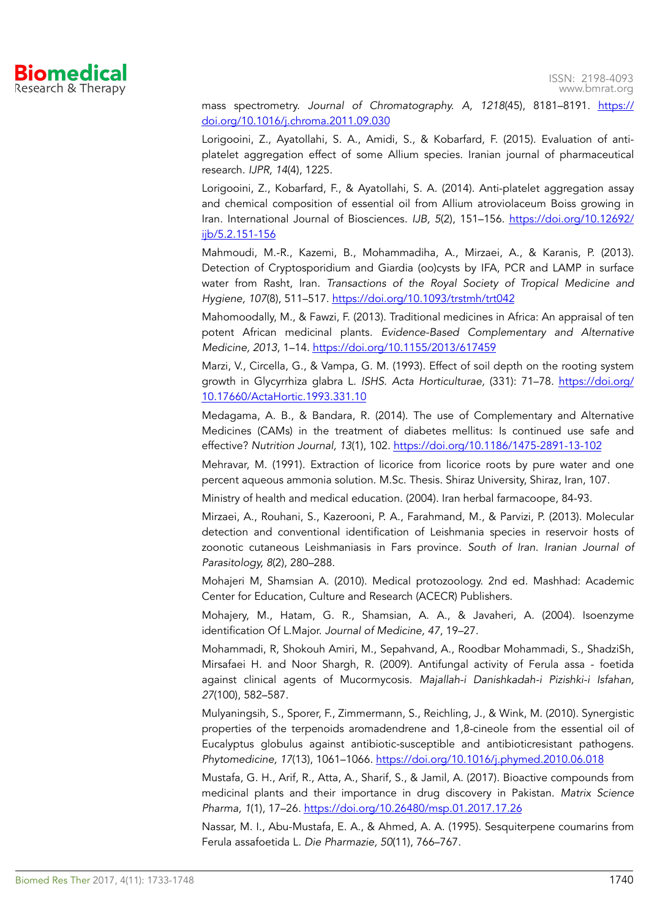mass spectrometry. *Journal of Chromatography. A, 1218*(45), 8181–8191. https://doi.org/10.1016/j.chroma.2011.09.030

Lorigooini, Z., Ayatollahi, S. A., Amidi, S., & Kobarfard, F. (2015). Evaluation of anti-platelet aggregation effect of some Allium species. Iranian journal of pharmaceutical research. *IJPR, 14*(4), 1225.

Lorigooini, Z., Kobarfard, F., & Ayatollahi, S. A. (2014). Anti-platelet aggregation assay and chemical composition of essential oil from Allium atroviolaceum Boiss growing in Iran. International Journal of Biosciences. *IJB, 5*(2), 151–156. https://doi.org/10.12692/ijb/5.2.151-156

Mahmoudi, M.-R., Kazemi, B., Mohammadiha, A., Mirzaei, A., & Karanis, P. (2013). Detection of Cryptosporidium and Giardia (oo)cysts by IFA, PCR and LAMP in surface water from Rasht, Iran. *Transactions of the Royal Society of Tropical Medicine and Hygiene, 107*(8), 511–517. https://doi.org/10.1093/trstmh/trt042

Mahomoodally, M., & Fawzi, F. (2013). Traditional medicines in Africa: An appraisal of ten potent African medicinal plants. *Evidence-Based Complementary and Alternative Medicine, 2013*, 1–14. https://doi.org/10.1155/2013/617459

Marzi, V., Circella, G., & Vampa, G. M. (1993). Effect of soil depth on the rooting system growth in Glycyrrhiza glabra L. *ISHS. Acta Horticulturae,* (331): 71–78. https://doi.org/10.17660/ActaHortic.1993.331.10

Medagama, A. B., & Bandara, R. (2014). The use of Complementary and Alternative Medicines (CAMs) in the treatment of diabetes mellitus: Is continued use safe and effective? *Nutrition Journal, 13*(1), 102. https://doi.org/10.1186/1475-2891-13-102

Mehravar, M. (1991). Extraction of licorice from licorice roots by pure water and one percent aqueous ammonia solution. M.Sc. Thesis. Shiraz University, Shiraz, Iran, 107.

Ministry of health and medical education. (2004). Iran herbal farmacoope, 84-93.

Mirzaei, A., Rouhani, S., Kazerooni, P. A., Farahmand, M., & Parvizi, P. (2013). Molecular detection and conventional identification of Leishmania species in reservoir hosts of zoonotic cutaneous Leishmaniasis in Fars province. *South of Iran. Iranian Journal of Parasitology, 8*(2), 280–288.

Mohajeri M, Shamsian A. (2010). Medical protozoology. 2nd ed. Mashhad: Academic Center for Education, Culture and Research (ACECR) Publishers.

Mohajery, M., Hatam, G. R., Shamsian, A. A., & Javaheri, A. (2004). Isoenzyme identification Of L.Major. *Journal of Medicine, 47*, 19–27.

Mohammadi, R, Shokouh Amiri, M., Sepahvand, A., Roodbar Mohammadi, S., ShadziSh, Mirsafaei H. and Noor Shargh, R. (2009). Antifungal activity of Ferula assa - foetida against clinical agents of Mucormycosis. *Majallah-i Danishkadah-i Pizishki-i Isfahan, 27*(100), 582–587.

Mulyaningsih, S., Sporer, F., Zimmermann, S., Reichling, J., & Wink, M. (2010). Synergistic properties of the terpenoids aromadendrene and 1,8-cineole from the essential oil of Eucalyptus globulus against antibiotic-susceptible and antibioticresistant pathogens. *Phytomedicine, 17*(13), 1061–1066. https://doi.org/10.1016/j.phymed.2010.06.018

Mustafa, G. H., Arif, R., Atta, A., Sharif, S., & Jamil, A. (2017). Bioactive compounds from medicinal plants and their importance in drug discovery in Pakistan. *Matrix Science Pharma, 1*(1), 17–26. https://doi.org/10.26480/msp.01.2017.17.26

Nassar, M. I., Abu-Mustafa, E. A., & Ahmed, A. A. (1995). Sesquiterpene coumarins from Ferula assafoetida L. *Die Pharmazie, 50*(11), 766–767.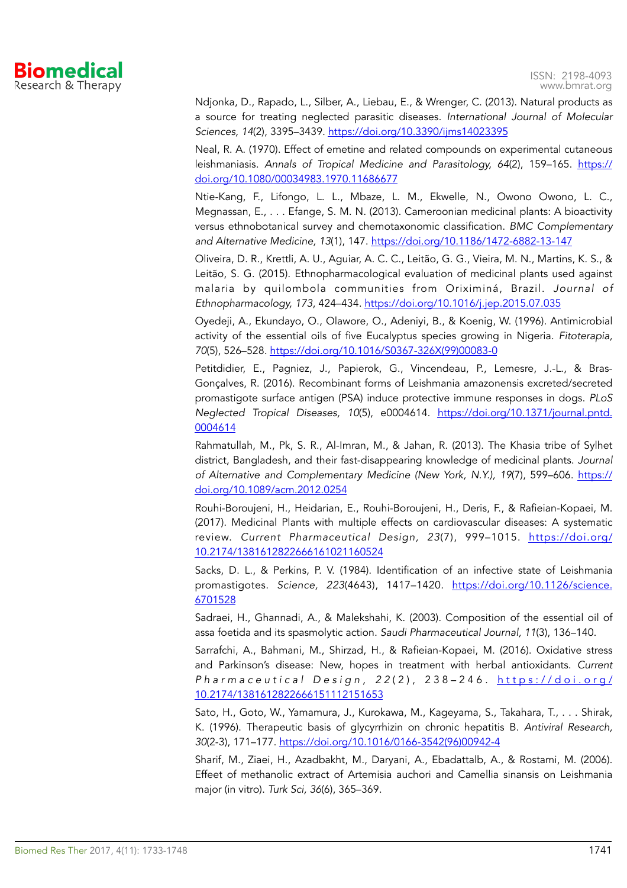Ndjonka, D., Rapado, L., Silber, A., Liebau, E., & Wrenger, C. (2013). Natural products as a source for treating neglected parasitic diseases. *International Journal of Molecular Sciences, 14*(2), 3395–3439. https://doi.org/10.3390/ijms14023395

Neal, R. A. (1970). Effect of emetine and related compounds on experimental cutaneous leishmaniasis. *Annals of Tropical Medicine and Parasitology, 64*(2), 159–165. https://doi.org/10.1080/00034983.1970.11686677

Ntie-Kang, F., Lifongo, L. L., Mbaze, L. M., Ekwelle, N., Owono Owono, L. C., Megnassan, E., . . . Efange, S. M. N. (2013). Cameroonian medicinal plants: A bioactivity versus ethnobotanical survey and chemotaxonomic classification. *BMC Complementary and Alternative Medicine, 13*(1), 147. https://doi.org/10.1186/1472-6882-13-147

Oliveira, D. R., Krettli, A. U., Aguiar, A. C. C., Leitão, G. G., Vieira, M. N., Martins, K. S., & Leitão, S. G. (2015). Ethnopharmacological evaluation of medicinal plants used against malaria by quilombola communities from Oriximiná, Brazil. *Journal of Ethnopharmacology, 173*, 424–434. https://doi.org/10.1016/j.jep.2015.07.035

Oyedeji, A., Ekundayo, O., Olawore, O., Adeniyi, B., & Koenig, W. (1996). Antimicrobial activity of the essential oils of five Eucalyptus species growing in Nigeria. *Fitoterapia, 70*(5), 526–528. https://doi.org/10.1016/S0367-326X(99)00083-0

Petitdidier, E., Pagniez, J., Papierok, G., Vincendeau, P., Lemesre, J.-L., & Bras-Gonçalves, R. (2016). Recombinant forms of Leishmania amazonensis excreted/secreted promastigote surface antigen (PSA) induce protective immune responses in dogs. *PLoS Neglected Tropical Diseases, 10*(5), e0004614. https://doi.org/10.1371/journal.pntd.0004614

Rahmatullah, M., Pk, S. R., Al-Imran, M., & Jahan, R. (2013). The Khasia tribe of Sylhet district, Bangladesh, and their fast-disappearing knowledge of medicinal plants. *Journal of Alternative and Complementary Medicine (New York, N.Y.), 19*(7), 599–606. https://doi.org/10.1089/acm.2012.0254

Rouhi-Boroujeni, H., Heidarian, E., Rouhi-Boroujeni, H., Deris, F., & Rafieian-Kopaei, M. (2017). Medicinal Plants with multiple effects on cardiovascular diseases: A systematic review. *Current Pharmaceutical Design, 23*(7), 999–1015. https://doi.org/10.2174/1381612822666161021160524

Sacks, D. L., & Perkins, P. V. (1984). Identification of an infective state of Leishmania promastigotes. *Science, 223*(4643), 1417–1420. https://doi.org/10.1126/science.6701528

Sadraei, H., Ghannadi, A., & Malekshahi, K. (2003). Composition of the essential oil of assa foetida and its spasmolytic action. *Saudi Pharmaceutical Journal, 11*(3), 136–140.

Sarrafchi, A., Bahmani, M., Shirzad, H., & Rafieian-Kopaei, M. (2016). Oxidative stress and Parkinson's disease: New, hopes in treatment with herbal antioxidants. *Current Pharmaceutical Design, 22*(2), 238–246. https://doi.org/10.2174/1381612822666151112151653

Sato, H., Goto, W., Yamamura, J., Kurokawa, M., Kageyama, S., Takahara, T., . . . Shirak, K. (1996). Therapeutic basis of glycyrrhizin on chronic hepatitis B. *Antiviral Research, 30*(2-3), 171–177. https://doi.org/10.1016/0166-3542(96)00942-4

Sharif, M., Ziaei, H., Azadbakht, M., Daryani, A., Ebadattalb, A., & Rostami, M. (2006). Effeet of methanolic extract of Artemisia auchori and Camellia sinansis on Leishmania major (in vitro). *Turk Sci, 36*(6), 365–369.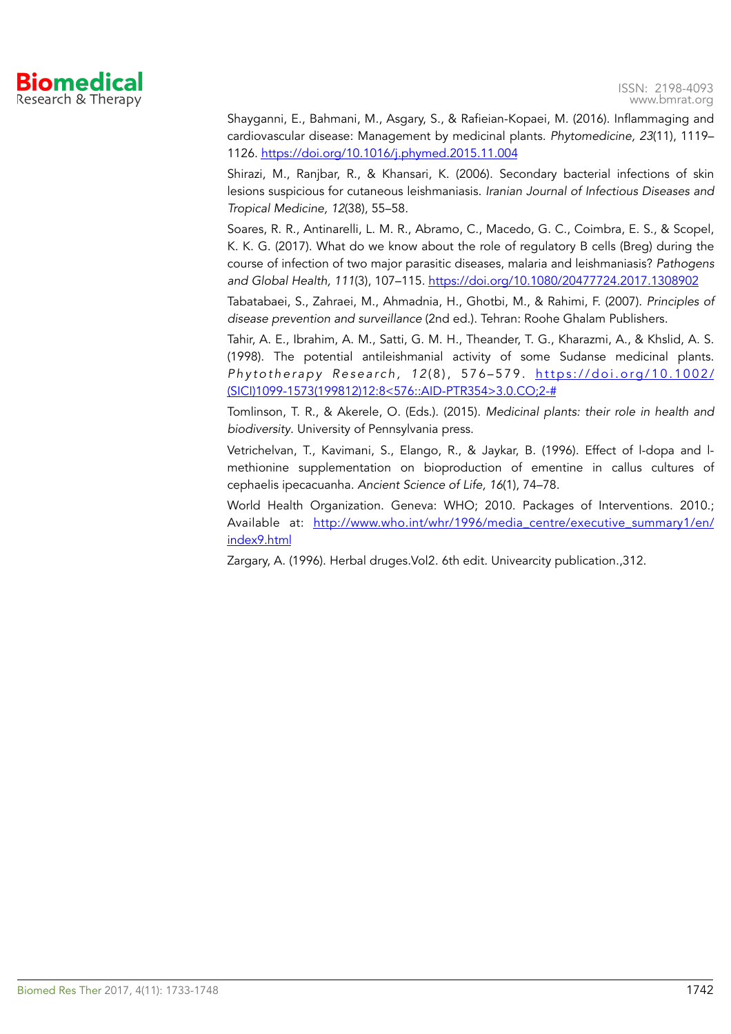Shayganni, E., Bahmani, M., Asgary, S., & Rafieian-Kopaei, M. (2016). Inflammaging and cardiovascular disease: Management by medicinal plants. *Phytomedicine, 23*(11), 1119–1126. https://doi.org/10.1016/j.phymed.2015.11.004

Shirazi, M., Ranjbar, R., & Khansari, K. (2006). Secondary bacterial infections of skin lesions suspicious for cutaneous leishmaniasis. *Iranian Journal of Infectious Diseases and Tropical Medicine, 12*(38), 55–58.

Soares, R. R., Antinarelli, L. M. R., Abramo, C., Macedo, G. C., Coimbra, E. S., & Scopel, K. K. G. (2017). What do we know about the role of regulatory B cells (Breg) during the course of infection of two major parasitic diseases, malaria and leishmaniasis? *Pathogens and Global Health, 111*(3), 107–115. https://doi.org/10.1080/20477724.2017.1308902

Tabatabaei, S., Zahraei, M., Ahmadnia, H., Ghotbi, M., & Rahimi, F. (2007). *Principles of disease prevention and surveillance* (2nd ed.). Tehran: Roohe Ghalam Publishers.

Tahir, A. E., Ibrahim, A. M., Satti, G. M. H., Theander, T. G., Kharazmi, A., & Khslid, A. S. (1998). The potential antileishmanial activity of some Sudanse medicinal plants. *Phytotherapy Research, 12*(8), 576–579. https://doi.org/10.1002/(SICI)1099-1573(199812)12:8<576::AID-PTR354>3.0.CO;2-#

Tomlinson, T. R., & Akerele, O. (Eds.). (2015). *Medicinal plants: their role in health and biodiversity*. University of Pennsylvania press.

Vetrichelvan, T., Kavimani, S., Elango, R., & Jaykar, B. (1996). Effect of l-dopa and l-methionine supplementation on bioproduction of ementine in callus cultures of cephaelis ipecacuanha. *Ancient Science of Life, 16*(1), 74–78.

World Health Organization. Geneva: WHO; 2010. Packages of Interventions. 2010.; Available at: http://www.who.int/whr/1996/media_centre/executive_summary1/en/index9.html

Zargary, A. (1996). Herbal druges.Vol2. 6th edit. Univearcity publication.,312.